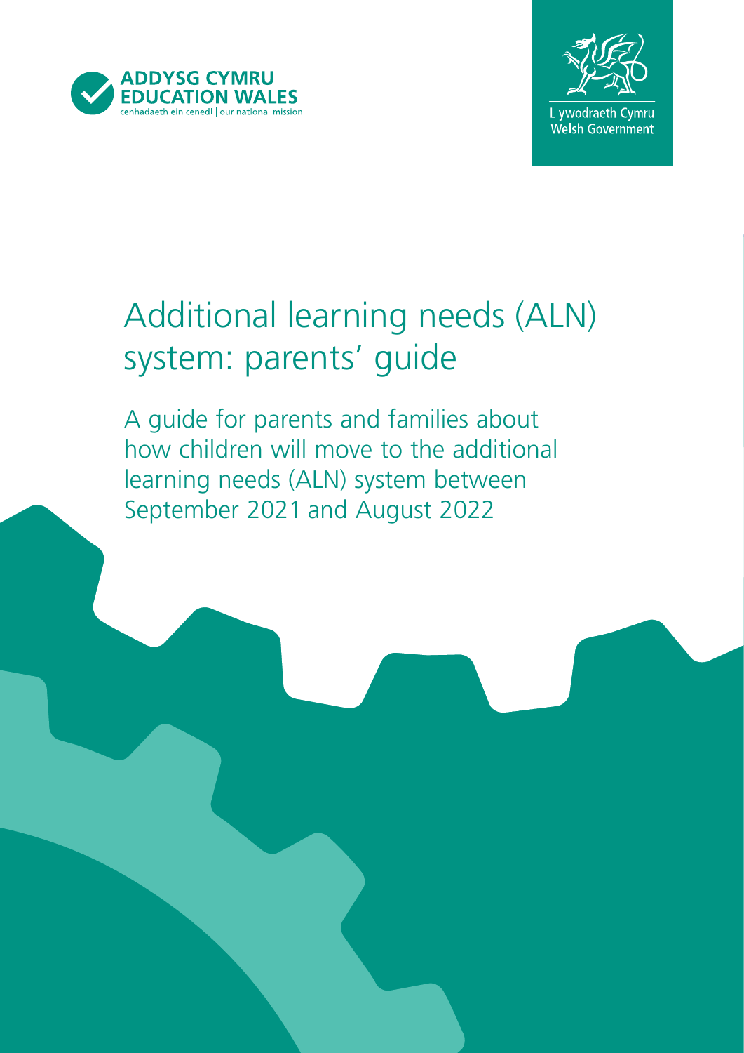ADDYSG CYMRU
EDUCATION WALES
cenhadaeth ein cenedl | our national mission

Llywodraeth Cymru
Welsh Government

# Additional learning needs (ALN) system: parents' guide

A guide for parents and families about how children will move to the additional learning needs (ALN) system between September 2021 and August 2022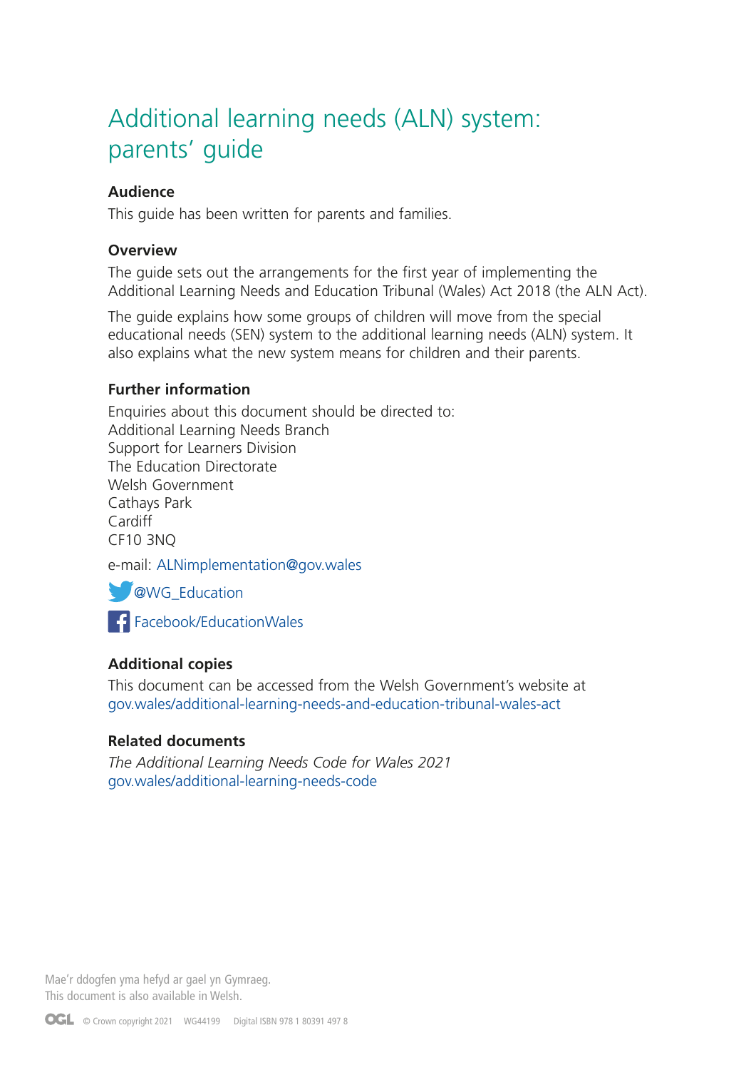# Additional learning needs (ALN) system: parents' guide

### Audience

This guide has been written for parents and families.

### Overview

The guide sets out the arrangements for the first year of implementing the Additional Learning Needs and Education Tribunal (Wales) Act 2018 (the ALN Act).

The guide explains how some groups of children will move from the special educational needs (SEN) system to the additional learning needs (ALN) system. It also explains what the new system means for children and their parents.

### Further information

Enquiries about this document should be directed to:
Additional Learning Needs Branch
Support for Learners Division
The Education Directorate
Welsh Government
Cathays Park
Cardiff
CF10 3NQ

e-mail: ALNimplementation@gov.wales

@WG_Education

Facebook/EducationWales

### Additional copies

This document can be accessed from the Welsh Government's website at gov.wales/additional-learning-needs-and-education-tribunal-wales-act

### Related documents

*The Additional Learning Needs Code for Wales 2021*
gov.wales/additional-learning-needs-code

Mae'r ddogfen yma hefyd ar gael yn Gymraeg.
This document is also available in Welsh.

OGL © Crown copyright 2021 WG44199 Digital ISBN 978 1 80391 497 8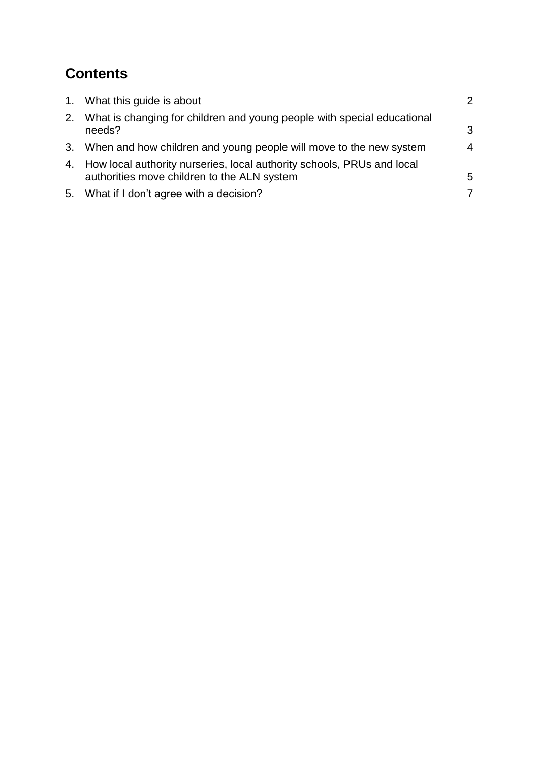## Contents

| | | |
|---|---|---|
| 1. | What this guide is about | 2 |
| 2. | What is changing for children and young people with special educational needs? | 3 |
| 3. | When and how children and young people will move to the new system | 4 |
| 4. | How local authority nurseries, local authority schools, PRUs and local authorities move children to the ALN system | 5 |
| 5. | What if I don’t agree with a decision? | 7 |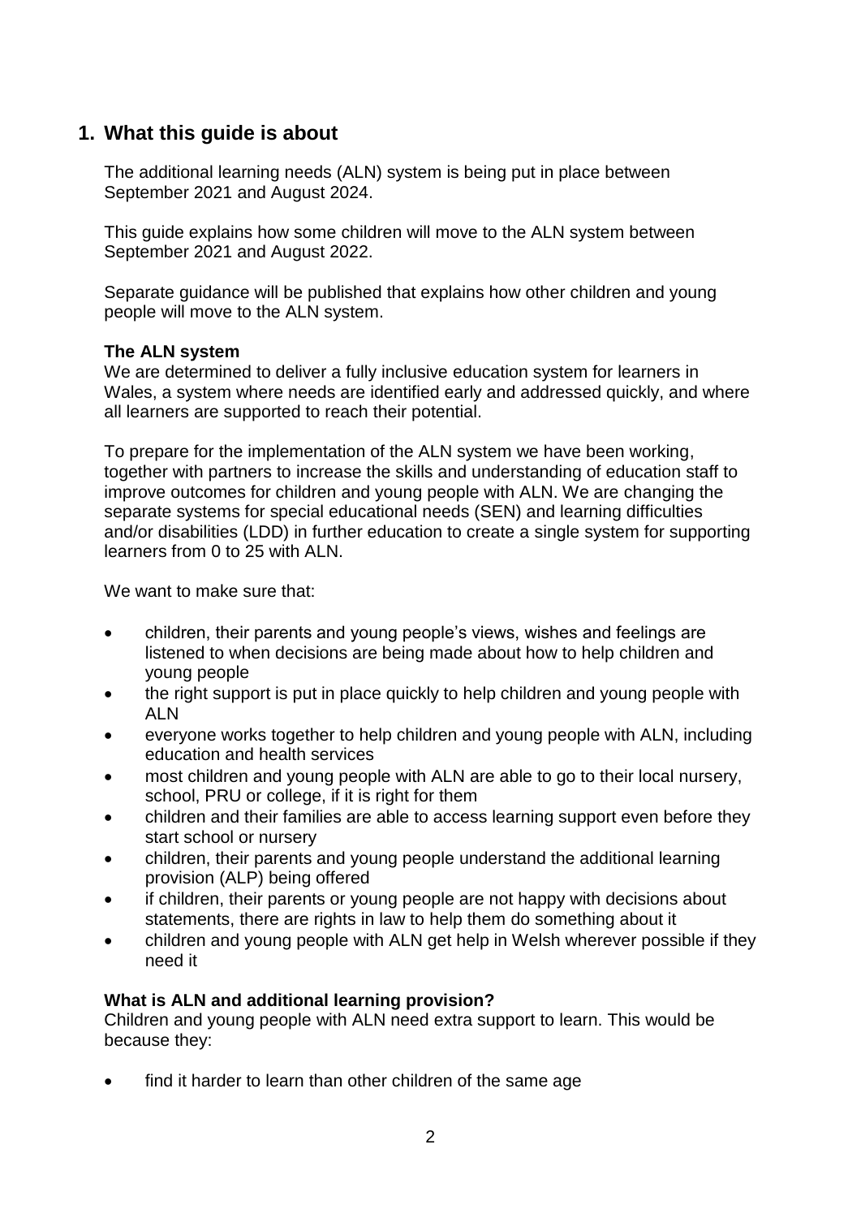## 1. What this guide is about

The additional learning needs (ALN) system is being put in place between September 2021 and August 2024.

This guide explains how some children will move to the ALN system between September 2021 and August 2022.

Separate guidance will be published that explains how other children and young people will move to the ALN system.

**The ALN system**

We are determined to deliver a fully inclusive education system for learners in Wales, a system where needs are identified early and addressed quickly, and where all learners are supported to reach their potential.

To prepare for the implementation of the ALN system we have been working, together with partners to increase the skills and understanding of education staff to improve outcomes for children and young people with ALN. We are changing the separate systems for special educational needs (SEN) and learning difficulties and/or disabilities (LDD) in further education to create a single system for supporting learners from 0 to 25 with ALN.

We want to make sure that:

- children, their parents and young people's views, wishes and feelings are listened to when decisions are being made about how to help children and young people
- the right support is put in place quickly to help children and young people with ALN
- everyone works together to help children and young people with ALN, including education and health services
- most children and young people with ALN are able to go to their local nursery, school, PRU or college, if it is right for them
- children and their families are able to access learning support even before they start school or nursery
- children, their parents and young people understand the additional learning provision (ALP) being offered
- if children, their parents or young people are not happy with decisions about statements, there are rights in law to help them do something about it
- children and young people with ALN get help in Welsh wherever possible if they need it

**What is ALN and additional learning provision?**

Children and young people with ALN need extra support to learn. This would be because they:

- find it harder to learn than other children of the same age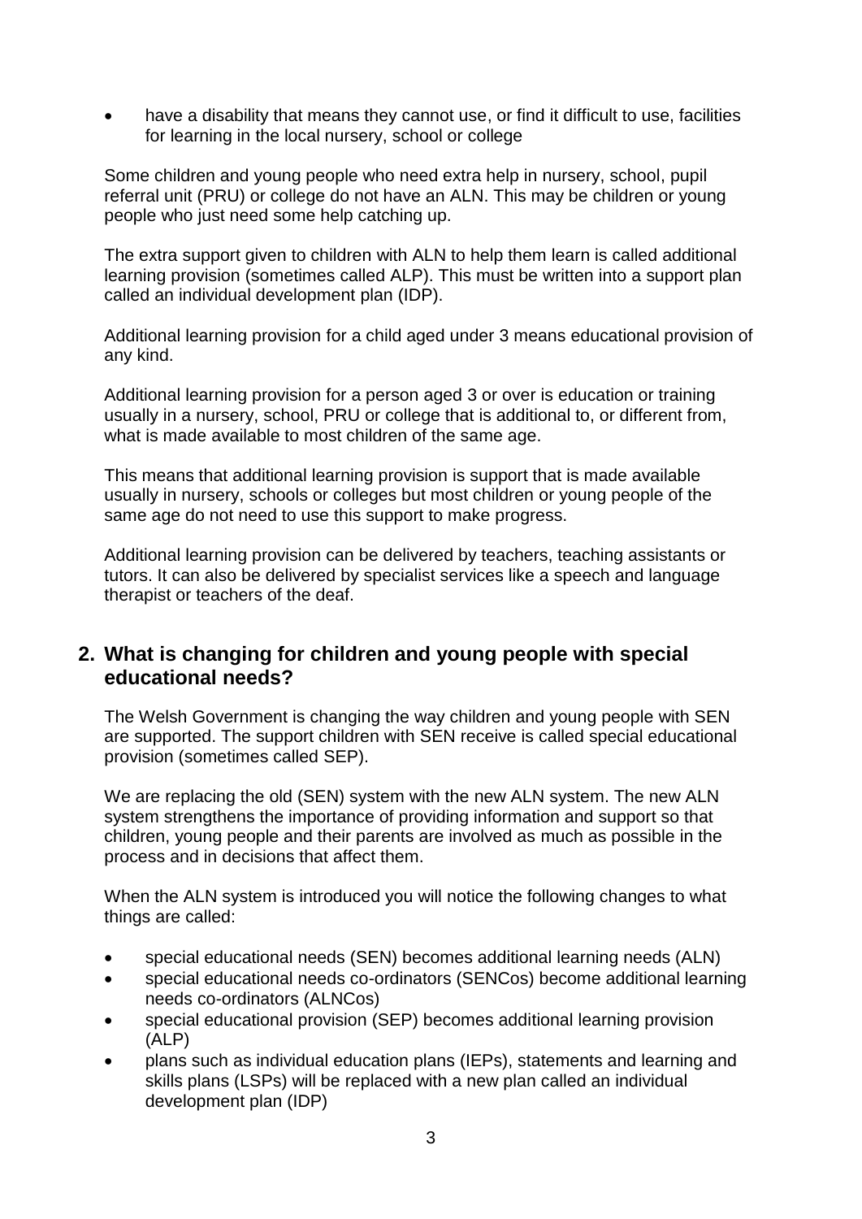- have a disability that means they cannot use, or find it difficult to use, facilities for learning in the local nursery, school or college

Some children and young people who need extra help in nursery, school, pupil referral unit (PRU) or college do not have an ALN. This may be children or young people who just need some help catching up.

The extra support given to children with ALN to help them learn is called additional learning provision (sometimes called ALP). This must be written into a support plan called an individual development plan (IDP).

Additional learning provision for a child aged under 3 means educational provision of any kind.

Additional learning provision for a person aged 3 or over is education or training usually in a nursery, school, PRU or college that is additional to, or different from, what is made available to most children of the same age.

This means that additional learning provision is support that is made available usually in nursery, schools or colleges but most children or young people of the same age do not need to use this support to make progress.

Additional learning provision can be delivered by teachers, teaching assistants or tutors. It can also be delivered by specialist services like a speech and language therapist or teachers of the deaf.

## 2. What is changing for children and young people with special educational needs?

The Welsh Government is changing the way children and young people with SEN are supported. The support children with SEN receive is called special educational provision (sometimes called SEP).

We are replacing the old (SEN) system with the new ALN system. The new ALN system strengthens the importance of providing information and support so that children, young people and their parents are involved as much as possible in the process and in decisions that affect them.

When the ALN system is introduced you will notice the following changes to what things are called:

- special educational needs (SEN) becomes additional learning needs (ALN)
- special educational needs co-ordinators (SENCos) become additional learning needs co-ordinators (ALNCos)
- special educational provision (SEP) becomes additional learning provision (ALP)
- plans such as individual education plans (IEPs), statements and learning and skills plans (LSPs) will be replaced with a new plan called an individual development plan (IDP)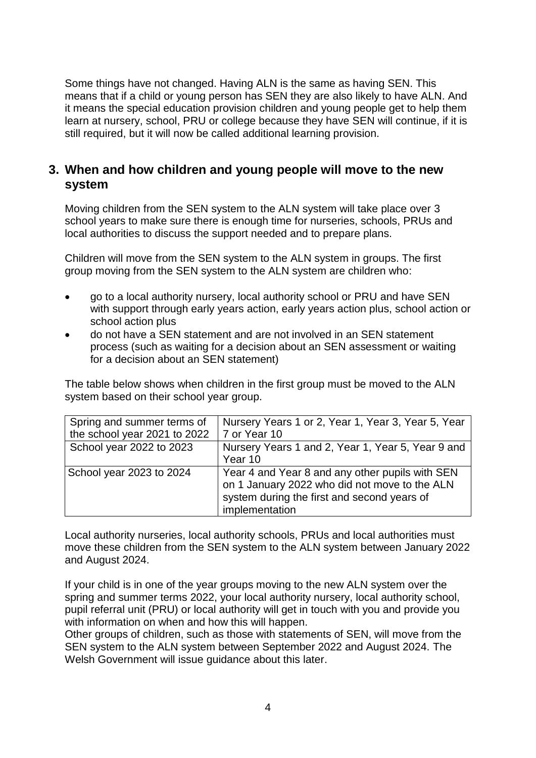Some things have not changed. Having ALN is the same as having SEN. This means that if a child or young person has SEN they are also likely to have ALN. And it means the special education provision children and young people get to help them learn at nursery, school, PRU or college because they have SEN will continue, if it is still required, but it will now be called additional learning provision.

## 3. When and how children and young people will move to the new system

Moving children from the SEN system to the ALN system will take place over 3 school years to make sure there is enough time for nurseries, schools, PRUs and local authorities to discuss the support needed and to prepare plans.

Children will move from the SEN system to the ALN system in groups. The first group moving from the SEN system to the ALN system are children who:

- go to a local authority nursery, local authority school or PRU and have SEN with support through early years action, early years action plus, school action or school action plus
- do not have a SEN statement and are not involved in an SEN statement process (such as waiting for a decision about an SEN assessment or waiting for a decision about an SEN statement)

The table below shows when children in the first group must be moved to the ALN system based on their school year group.

| | |
|---|---|
| Spring and summer terms of the school year 2021 to 2022 | Nursery Years 1 or 2, Year 1, Year 3, Year 5, Year 7 or Year 10 |
| School year 2022 to 2023 | Nursery Years 1 and 2, Year 1, Year 5, Year 9 and Year 10 |
| School year 2023 to 2024 | Year 4 and Year 8 and any other pupils with SEN on 1 January 2022 who did not move to the ALN system during the first and second years of implementation |

Local authority nurseries, local authority schools, PRUs and local authorities must move these children from the SEN system to the ALN system between January 2022 and August 2024.

If your child is in one of the year groups moving to the new ALN system over the spring and summer terms 2022, your local authority nursery, local authority school, pupil referral unit (PRU) or local authority will get in touch with you and provide you with information on when and how this will happen.
Other groups of children, such as those with statements of SEN, will move from the SEN system to the ALN system between September 2022 and August 2024. The Welsh Government will issue guidance about this later.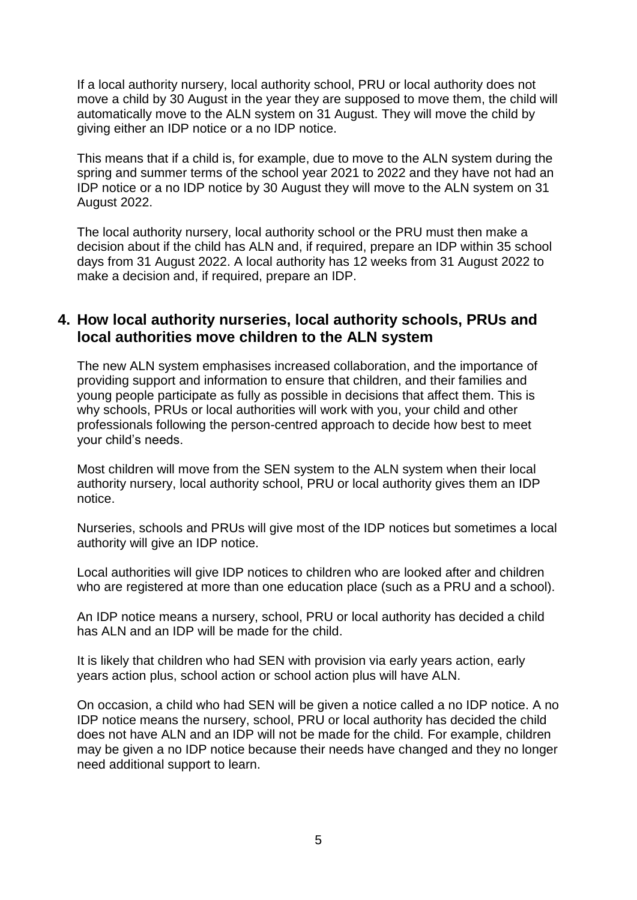If a local authority nursery, local authority school, PRU or local authority does not move a child by 30 August in the year they are supposed to move them, the child will automatically move to the ALN system on 31 August. They will move the child by giving either an IDP notice or a no IDP notice.

This means that if a child is, for example, due to move to the ALN system during the spring and summer terms of the school year 2021 to 2022 and they have not had an IDP notice or a no IDP notice by 30 August they will move to the ALN system on 31 August 2022.

The local authority nursery, local authority school or the PRU must then make a decision about if the child has ALN and, if required, prepare an IDP within 35 school days from 31 August 2022. A local authority has 12 weeks from 31 August 2022 to make a decision and, if required, prepare an IDP.

## 4. How local authority nurseries, local authority schools, PRUs and local authorities move children to the ALN system

The new ALN system emphasises increased collaboration, and the importance of providing support and information to ensure that children, and their families and young people participate as fully as possible in decisions that affect them. This is why schools, PRUs or local authorities will work with you, your child and other professionals following the person-centred approach to decide how best to meet your child's needs.

Most children will move from the SEN system to the ALN system when their local authority nursery, local authority school, PRU or local authority gives them an IDP notice.

Nurseries, schools and PRUs will give most of the IDP notices but sometimes a local authority will give an IDP notice.

Local authorities will give IDP notices to children who are looked after and children who are registered at more than one education place (such as a PRU and a school).

An IDP notice means a nursery, school, PRU or local authority has decided a child has ALN and an IDP will be made for the child.

It is likely that children who had SEN with provision via early years action, early years action plus, school action or school action plus will have ALN.

On occasion, a child who had SEN will be given a notice called a no IDP notice. A no IDP notice means the nursery, school, PRU or local authority has decided the child does not have ALN and an IDP will not be made for the child. For example, children may be given a no IDP notice because their needs have changed and they no longer need additional support to learn.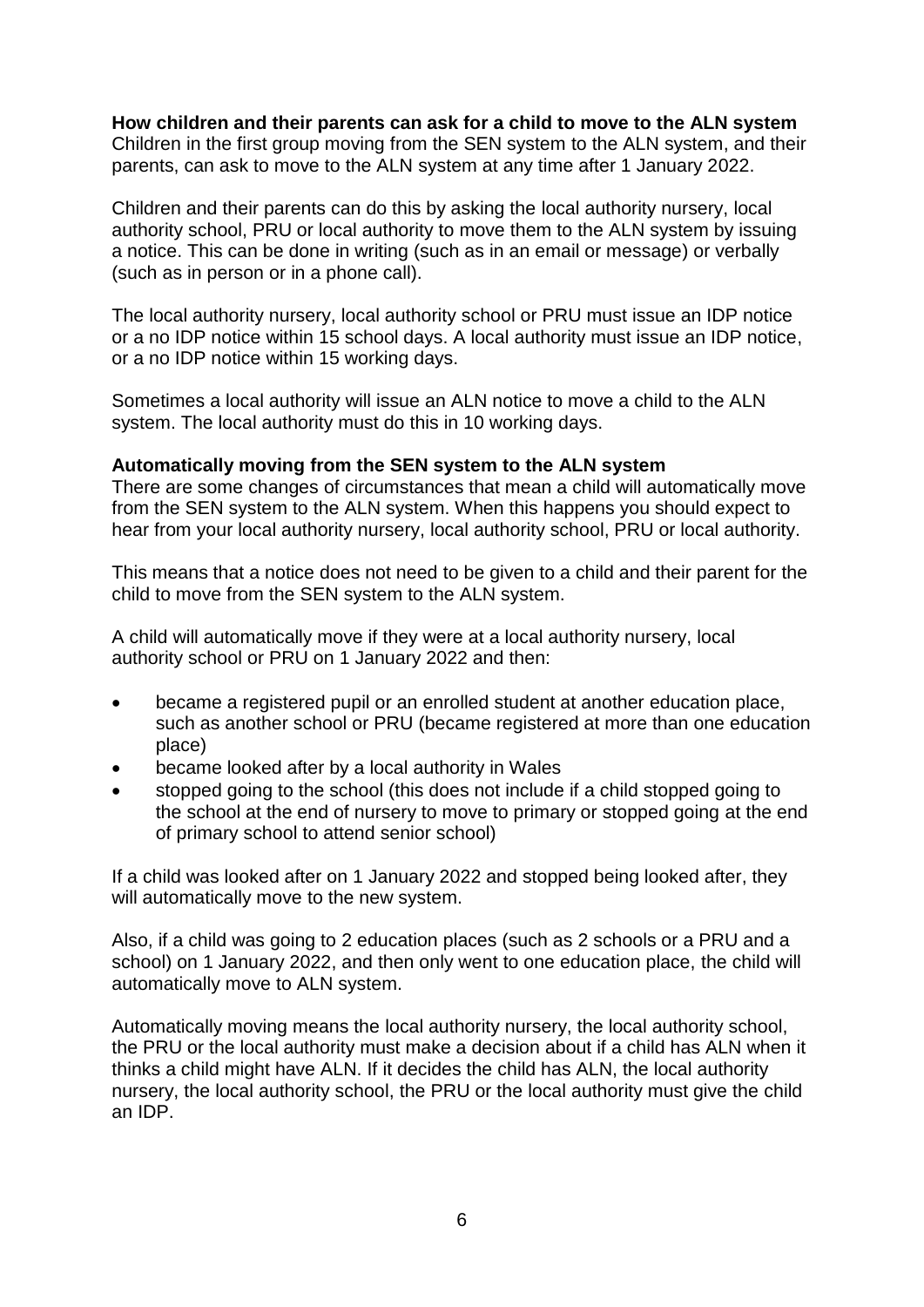**How children and their parents can ask for a child to move to the ALN system**

Children in the first group moving from the SEN system to the ALN system, and their parents, can ask to move to the ALN system at any time after 1 January 2022.

Children and their parents can do this by asking the local authority nursery, local authority school, PRU or local authority to move them to the ALN system by issuing a notice. This can be done in writing (such as in an email or message) or verbally (such as in person or in a phone call).

The local authority nursery, local authority school or PRU must issue an IDP notice or a no IDP notice within 15 school days. A local authority must issue an IDP notice, or a no IDP notice within 15 working days.

Sometimes a local authority will issue an ALN notice to move a child to the ALN system. The local authority must do this in 10 working days.

**Automatically moving from the SEN system to the ALN system**

There are some changes of circumstances that mean a child will automatically move from the SEN system to the ALN system. When this happens you should expect to hear from your local authority nursery, local authority school, PRU or local authority.

This means that a notice does not need to be given to a child and their parent for the child to move from the SEN system to the ALN system.

A child will automatically move if they were at a local authority nursery, local authority school or PRU on 1 January 2022 and then:

- became a registered pupil or an enrolled student at another education place, such as another school or PRU (became registered at more than one education place)
- became looked after by a local authority in Wales
- stopped going to the school (this does not include if a child stopped going to the school at the end of nursery to move to primary or stopped going at the end of primary school to attend senior school)

If a child was looked after on 1 January 2022 and stopped being looked after, they will automatically move to the new system.

Also, if a child was going to 2 education places (such as 2 schools or a PRU and a school) on 1 January 2022, and then only went to one education place, the child will automatically move to ALN system.

Automatically moving means the local authority nursery, the local authority school, the PRU or the local authority must make a decision about if a child has ALN when it thinks a child might have ALN. If it decides the child has ALN, the local authority nursery, the local authority school, the PRU or the local authority must give the child an IDP.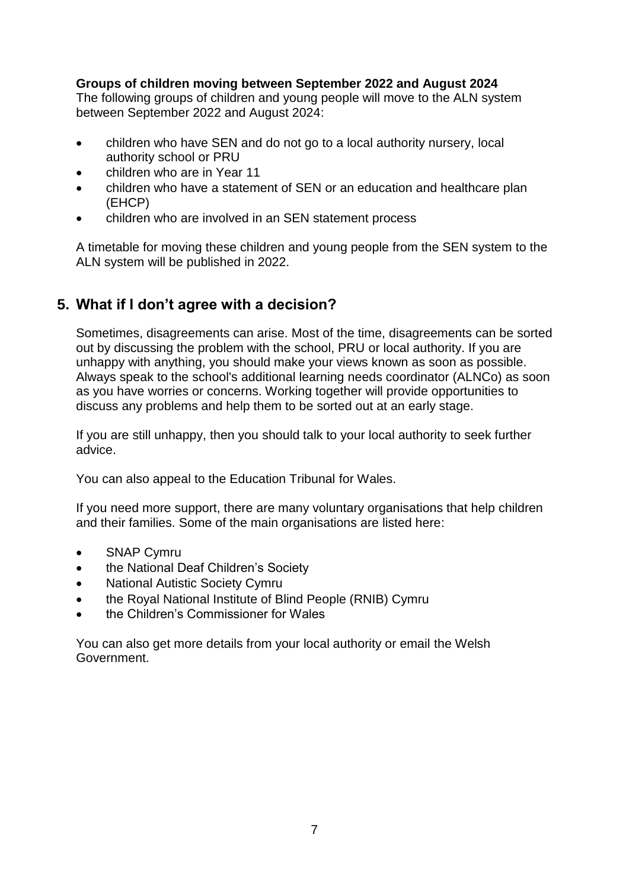**Groups of children moving between September 2022 and August 2024**
The following groups of children and young people will move to the ALN system between September 2022 and August 2024:

- children who have SEN and do not go to a local authority nursery, local authority school or PRU
- children who are in Year 11
- children who have a statement of SEN or an education and healthcare plan (EHCP)
- children who are involved in an SEN statement process

A timetable for moving these children and young people from the SEN system to the ALN system will be published in 2022.

## 5. What if I don't agree with a decision?

Sometimes, disagreements can arise. Most of the time, disagreements can be sorted out by discussing the problem with the school, PRU or local authority. If you are unhappy with anything, you should make your views known as soon as possible. Always speak to the school's additional learning needs coordinator (ALNCo) as soon as you have worries or concerns. Working together will provide opportunities to discuss any problems and help them to be sorted out at an early stage.

If you are still unhappy, then you should talk to your local authority to seek further advice.

You can also appeal to the Education Tribunal for Wales.

If you need more support, there are many voluntary organisations that help children and their families. Some of the main organisations are listed here:

- SNAP Cymru
- the National Deaf Children's Society
- National Autistic Society Cymru
- the Royal National Institute of Blind People (RNIB) Cymru
- the Children's Commissioner for Wales

You can also get more details from your local authority or email the Welsh Government.